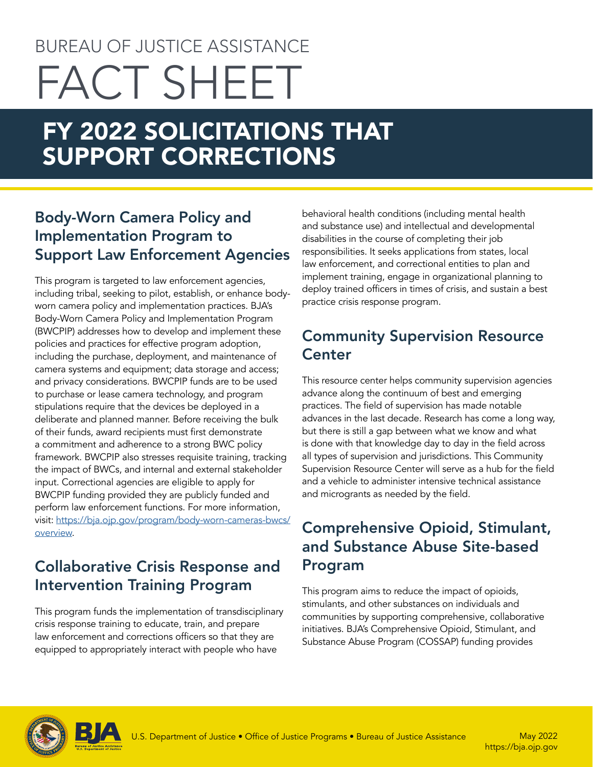BUREAU OF JUSTICE ASSISTANCE

# FACT SHEET

# FY 2022 SOLICITATIONS THAT SUPPORT CORRECTIONS

## Body-Worn Camera Policy and Implementation Program to Support Law Enforcement Agencies

This program is targeted to law enforcement agencies, including tribal, seeking to pilot, establish, or enhance body-worn camera policy and implementation practices. BJA's Body-Worn Camera Policy and Implementation Program (BWCPIP) addresses how to develop and implement these policies and practices for effective program adoption, including the purchase, deployment, and maintenance of camera systems and equipment; data storage and access; and privacy considerations. BWCPIP funds are to be used to purchase or lease camera technology, and program stipulations require that the devices be deployed in a deliberate and planned manner. Before receiving the bulk of their funds, award recipients must first demonstrate a commitment and adherence to a strong BWC policy framework. BWCPIP also stresses requisite training, tracking the impact of BWCs, and internal and external stakeholder input. Correctional agencies are eligible to apply for BWCPIP funding provided they are publicly funded and perform law enforcement functions. For more information, visit: [https://bja.ojp.gov/program/body-worn-cameras-bwcs/overview](https://bja.ojp.gov/program/body-worn-cameras-bwcs/overview).

## Collaborative Crisis Response and Intervention Training Program

This program funds the implementation of transdisciplinary crisis response training to educate, train, and prepare law enforcement and corrections officers so that they are equipped to appropriately interact with people who have behavioral health conditions (including mental health and substance use) and intellectual and developmental disabilities in the course of completing their job responsibilities. It seeks applications from states, local law enforcement, and correctional entities to plan and implement training, engage in organizational planning to deploy trained officers in times of crisis, and sustain a best practice crisis response program.

## Community Supervision Resource Center

This resource center helps community supervision agencies advance along the continuum of best and emerging practices. The field of supervision has made notable advances in the last decade. Research has come a long way, but there is still a gap between what we know and what is done with that knowledge day to day in the field across all types of supervision and jurisdictions. This Community Supervision Resource Center will serve as a hub for the field and a vehicle to administer intensive technical assistance and microgrants as needed by the field.

## Comprehensive Opioid, Stimulant, and Substance Abuse Site-based Program

This program aims to reduce the impact of opioids, stimulants, and other substances on individuals and communities by supporting comprehensive, collaborative initiatives. BJA's Comprehensive Opioid, Stimulant, and Substance Abuse Program (COSSAP) funding provides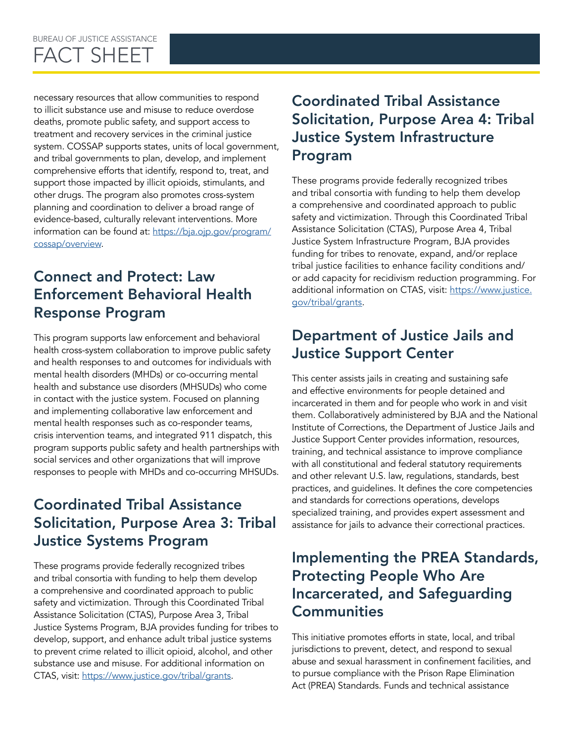necessary resources that allow communities to respond to illicit substance use and misuse to reduce overdose deaths, promote public safety, and support access to treatment and recovery services in the criminal justice system. COSSAP supports states, units of local government, and tribal governments to plan, develop, and implement comprehensive efforts that identify, respond to, treat, and support those impacted by illicit opioids, stimulants, and other drugs. The program also promotes cross-system planning and coordination to deliver a broad range of evidence-based, culturally relevant interventions. More information can be found at: [https://bja.ojp.gov/program/cossap/overview](https://bja.ojp.gov/program/cossap/overview).

## Connect and Protect: Law Enforcement Behavioral Health Response Program

This program supports law enforcement and behavioral health cross-system collaboration to improve public safety and health responses to and outcomes for individuals with mental health disorders (MHDs) or co-occurring mental health and substance use disorders (MHSUDs) who come in contact with the justice system. Focused on planning and implementing collaborative law enforcement and mental health responses such as co-responder teams, crisis intervention teams, and integrated 911 dispatch, this program supports public safety and health partnerships with social services and other organizations that will improve responses to people with MHDs and co-occurring MHSUDs.

## Coordinated Tribal Assistance Solicitation, Purpose Area 3: Tribal Justice Systems Program

These programs provide federally recognized tribes and tribal consortia with funding to help them develop a comprehensive and coordinated approach to public safety and victimization. Through this Coordinated Tribal Assistance Solicitation (CTAS), Purpose Area 3, Tribal Justice Systems Program, BJA provides funding for tribes to develop, support, and enhance adult tribal justice systems to prevent crime related to illicit opioid, alcohol, and other substance use and misuse. For additional information on CTAS, visit: [https://www.justice.gov/tribal/grants](https://www.justice.gov/tribal/grants).

## Coordinated Tribal Assistance Solicitation, Purpose Area 4: Tribal Justice System Infrastructure Program

These programs provide federally recognized tribes and tribal consortia with funding to help them develop a comprehensive and coordinated approach to public safety and victimization. Through this Coordinated Tribal Assistance Solicitation (CTAS), Purpose Area 4, Tribal Justice System Infrastructure Program, BJA provides funding for tribes to renovate, expand, and/or replace tribal justice facilities to enhance facility conditions and/or add capacity for recidivism reduction programming. For additional information on CTAS, visit: [https://www.justice.gov/tribal/grants](https://www.justice.gov/tribal/grants).

## Department of Justice Jails and Justice Support Center

This center assists jails in creating and sustaining safe and effective environments for people detained and incarcerated in them and for people who work in and visit them. Collaboratively administered by BJA and the National Institute of Corrections, the Department of Justice Jails and Justice Support Center provides information, resources, training, and technical assistance to improve compliance with all constitutional and federal statutory requirements and other relevant U.S. law, regulations, standards, best practices, and guidelines. It defines the core competencies and standards for corrections operations, develops specialized training, and provides expert assessment and assistance for jails to advance their correctional practices.

## Implementing the PREA Standards, Protecting People Who Are Incarcerated, and Safeguarding Communities

This initiative promotes efforts in state, local, and tribal jurisdictions to prevent, detect, and respond to sexual abuse and sexual harassment in confinement facilities, and to pursue compliance with the Prison Rape Elimination Act (PREA) Standards. Funds and technical assistance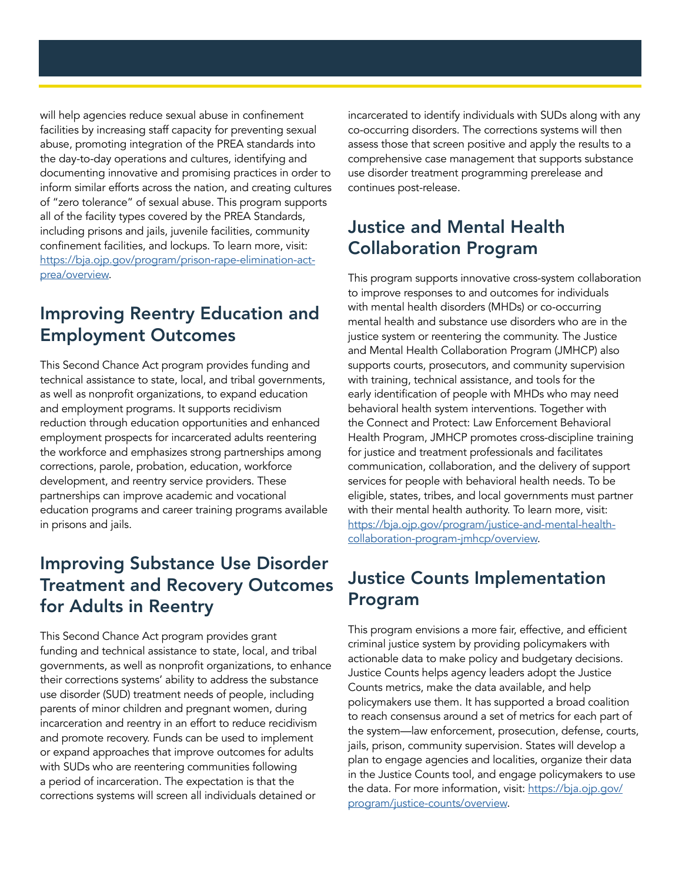will help agencies reduce sexual abuse in confinement facilities by increasing staff capacity for preventing sexual abuse, promoting integration of the PREA standards into the day-to-day operations and cultures, identifying and documenting innovative and promising practices in order to inform similar efforts across the nation, and creating cultures of "zero tolerance" of sexual abuse. This program supports all of the facility types covered by the PREA Standards, including prisons and jails, juvenile facilities, community confinement facilities, and lockups. To learn more, visit: [https://bja.ojp.gov/program/prison-rape-elimination-act-prea/overview](https://bja.ojp.gov/program/prison-rape-elimination-act-prea/overview).

## Improving Reentry Education and Employment Outcomes

This Second Chance Act program provides funding and technical assistance to state, local, and tribal governments, as well as nonprofit organizations, to expand education and employment programs. It supports recidivism reduction through education opportunities and enhanced employment prospects for incarcerated adults reentering the workforce and emphasizes strong partnerships among corrections, parole, probation, education, workforce development, and reentry service providers. These partnerships can improve academic and vocational education programs and career training programs available in prisons and jails.

## Improving Substance Use Disorder Treatment and Recovery Outcomes for Adults in Reentry

This Second Chance Act program provides grant funding and technical assistance to state, local, and tribal governments, as well as nonprofit organizations, to enhance their corrections systems' ability to address the substance use disorder (SUD) treatment needs of people, including parents of minor children and pregnant women, during incarceration and reentry in an effort to reduce recidivism and promote recovery. Funds can be used to implement or expand approaches that improve outcomes for adults with SUDs who are reentering communities following a period of incarceration. The expectation is that the corrections systems will screen all individuals detained or incarcerated to identify individuals with SUDs along with any co-occurring disorders. The corrections systems will then assess those that screen positive and apply the results to a comprehensive case management that supports substance use disorder treatment programming prerelease and continues post-release.

## Justice and Mental Health Collaboration Program

This program supports innovative cross-system collaboration to improve responses to and outcomes for individuals with mental health disorders (MHDs) or co-occurring mental health and substance use disorders who are in the justice system or reentering the community. The Justice and Mental Health Collaboration Program (JMHCP) also supports courts, prosecutors, and community supervision with training, technical assistance, and tools for the early identification of people with MHDs who may need behavioral health system interventions. Together with the Connect and Protect: Law Enforcement Behavioral Health Program, JMHCP promotes cross-discipline training for justice and treatment professionals and facilitates communication, collaboration, and the delivery of support services for people with behavioral health needs. To be eligible, states, tribes, and local governments must partner with their mental health authority. To learn more, visit: [https://bja.ojp.gov/program/justice-and-mental-health-collaboration-program-jmhcp/overview](https://bja.ojp.gov/program/justice-and-mental-health-collaboration-program-jmhcp/overview).

## Justice Counts Implementation Program

This program envisions a more fair, effective, and efficient criminal justice system by providing policymakers with actionable data to make policy and budgetary decisions. Justice Counts helps agency leaders adopt the Justice Counts metrics, make the data available, and help policymakers use them. It has supported a broad coalition to reach consensus around a set of metrics for each part of the system—law enforcement, prosecution, defense, courts, jails, prison, community supervision. States will develop a plan to engage agencies and localities, organize their data in the Justice Counts tool, and engage policymakers to use the data. For more information, visit: [https://bja.ojp.gov/program/justice-counts/overview](https://bja.ojp.gov/program/justice-counts/overview).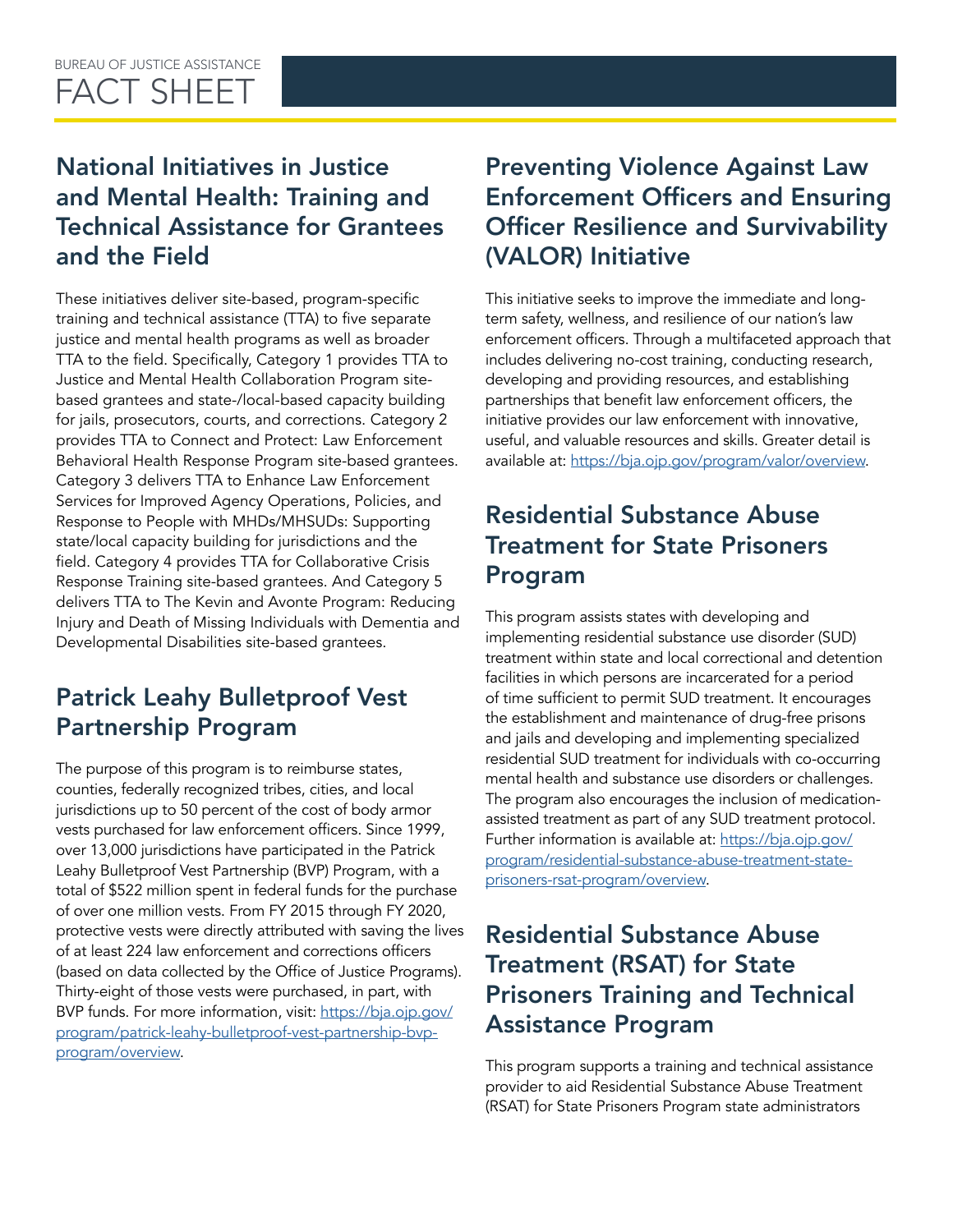## National Initiatives in Justice and Mental Health: Training and Technical Assistance for Grantees and the Field

These initiatives deliver site-based, program-specific training and technical assistance (TTA) to five separate justice and mental health programs as well as broader TTA to the field. Specifically, Category 1 provides TTA to Justice and Mental Health Collaboration Program site-based grantees and state-/local-based capacity building for jails, prosecutors, courts, and corrections. Category 2 provides TTA to Connect and Protect: Law Enforcement Behavioral Health Response Program site-based grantees. Category 3 delivers TTA to Enhance Law Enforcement Services for Improved Agency Operations, Policies, and Response to People with MHDs/MHSUDs: Supporting state/local capacity building for jurisdictions and the field. Category 4 provides TTA for Collaborative Crisis Response Training site-based grantees. And Category 5 delivers TTA to The Kevin and Avonte Program: Reducing Injury and Death of Missing Individuals with Dementia and Developmental Disabilities site-based grantees.

## Patrick Leahy Bulletproof Vest Partnership Program

The purpose of this program is to reimburse states, counties, federally recognized tribes, cities, and local jurisdictions up to 50 percent of the cost of body armor vests purchased for law enforcement officers. Since 1999, over 13,000 jurisdictions have participated in the Patrick Leahy Bulletproof Vest Partnership (BVP) Program, with a total of $522 million spent in federal funds for the purchase of over one million vests. From FY 2015 through FY 2020, protective vests were directly attributed with saving the lives of at least 224 law enforcement and corrections officers (based on data collected by the Office of Justice Programs). Thirty-eight of those vests were purchased, in part, with BVP funds. For more information, visit: https://bja.ojp.gov/program/patrick-leahy-bulletproof-vest-partnership-bvp-program/overview.

## Preventing Violence Against Law Enforcement Officers and Ensuring Officer Resilience and Survivability (VALOR) Initiative

This initiative seeks to improve the immediate and long-term safety, wellness, and resilience of our nation's law enforcement officers. Through a multifaceted approach that includes delivering no-cost training, conducting research, developing and providing resources, and establishing partnerships that benefit law enforcement officers, the initiative provides our law enforcement with innovative, useful, and valuable resources and skills. Greater detail is available at: https://bja.ojp.gov/program/valor/overview.

## Residential Substance Abuse Treatment for State Prisoners Program

This program assists states with developing and implementing residential substance use disorder (SUD) treatment within state and local correctional and detention facilities in which persons are incarcerated for a period of time sufficient to permit SUD treatment. It encourages the establishment and maintenance of drug-free prisons and jails and developing and implementing specialized residential SUD treatment for individuals with co-occurring mental health and substance use disorders or challenges. The program also encourages the inclusion of medication-assisted treatment as part of any SUD treatment protocol. Further information is available at: https://bja.ojp.gov/program/residential-substance-abuse-treatment-state-prisoners-rsat-program/overview.

## Residential Substance Abuse Treatment (RSAT) for State Prisoners Training and Technical Assistance Program

This program supports a training and technical assistance provider to aid Residential Substance Abuse Treatment (RSAT) for State Prisoners Program state administrators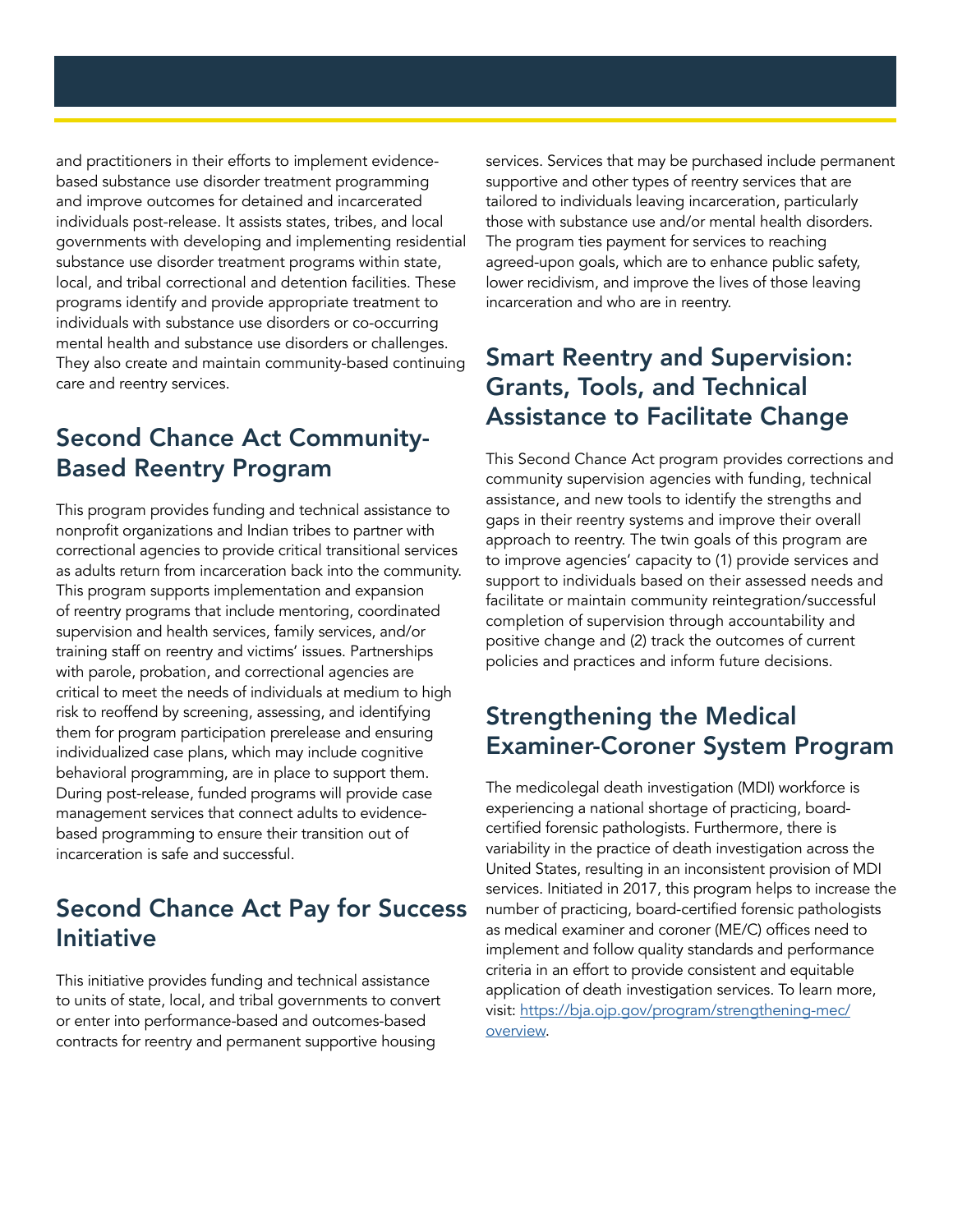and practitioners in their efforts to implement evidence-based substance use disorder treatment programming and improve outcomes for detained and incarcerated individuals post-release. It assists states, tribes, and local governments with developing and implementing residential substance use disorder treatment programs within state, local, and tribal correctional and detention facilities. These programs identify and provide appropriate treatment to individuals with substance use disorders or co-occurring mental health and substance use disorders or challenges. They also create and maintain community-based continuing care and reentry services.

## Second Chance Act Community-Based Reentry Program

This program provides funding and technical assistance to nonprofit organizations and Indian tribes to partner with correctional agencies to provide critical transitional services as adults return from incarceration back into the community. This program supports implementation and expansion of reentry programs that include mentoring, coordinated supervision and health services, family services, and/or training staff on reentry and victims' issues. Partnerships with parole, probation, and correctional agencies are critical to meet the needs of individuals at medium to high risk to reoffend by screening, assessing, and identifying them for program participation prerelease and ensuring individualized case plans, which may include cognitive behavioral programming, are in place to support them. During post-release, funded programs will provide case management services that connect adults to evidence-based programming to ensure their transition out of incarceration is safe and successful.

## Second Chance Act Pay for Success Initiative

This initiative provides funding and technical assistance to units of state, local, and tribal governments to convert or enter into performance-based and outcomes-based contracts for reentry and permanent supportive housing services. Services that may be purchased include permanent supportive and other types of reentry services that are tailored to individuals leaving incarceration, particularly those with substance use and/or mental health disorders. The program ties payment for services to reaching agreed-upon goals, which are to enhance public safety, lower recidivism, and improve the lives of those leaving incarceration and who are in reentry.

## Smart Reentry and Supervision: Grants, Tools, and Technical Assistance to Facilitate Change

This Second Chance Act program provides corrections and community supervision agencies with funding, technical assistance, and new tools to identify the strengths and gaps in their reentry systems and improve their overall approach to reentry. The twin goals of this program are to improve agencies' capacity to (1) provide services and support to individuals based on their assessed needs and facilitate or maintain community reintegration/successful completion of supervision through accountability and positive change and (2) track the outcomes of current policies and practices and inform future decisions.

## Strengthening the Medical Examiner-Coroner System Program

The medicolegal death investigation (MDI) workforce is experiencing a national shortage of practicing, board-certified forensic pathologists. Furthermore, there is variability in the practice of death investigation across the United States, resulting in an inconsistent provision of MDI services. Initiated in 2017, this program helps to increase the number of practicing, board-certified forensic pathologists as medical examiner and coroner (ME/C) offices need to implement and follow quality standards and performance criteria in an effort to provide consistent and equitable application of death investigation services. To learn more, visit: [https://bja.ojp.gov/program/strengthening-mec/overview](https://bja.ojp.gov/program/strengthening-mec/overview).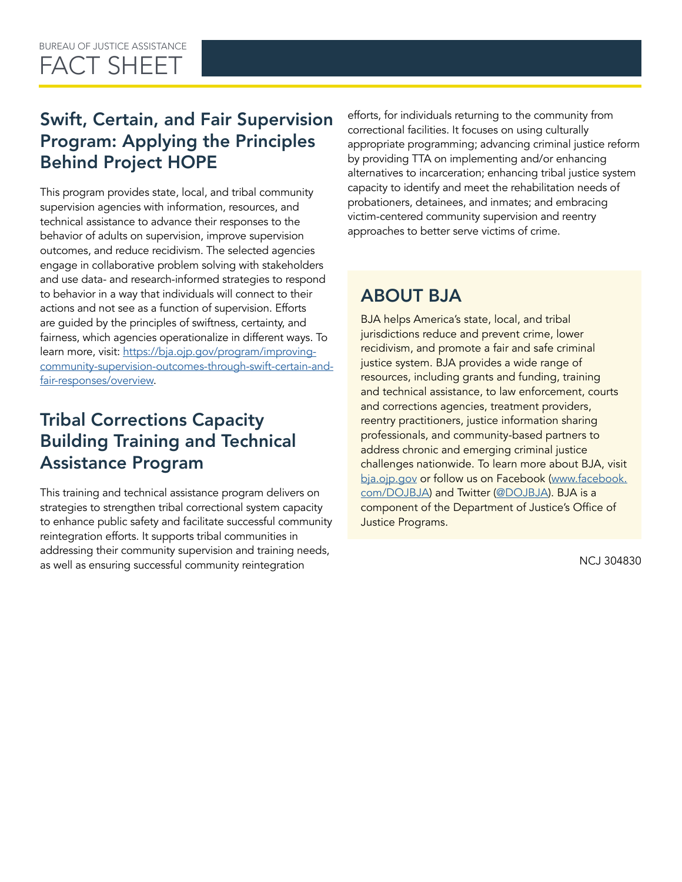## Swift, Certain, and Fair Supervision Program: Applying the Principles Behind Project HOPE

This program provides state, local, and tribal community supervision agencies with information, resources, and technical assistance to advance their responses to the behavior of adults on supervision, improve supervision outcomes, and reduce recidivism. The selected agencies engage in collaborative problem solving with stakeholders and use data- and research-informed strategies to respond to behavior in a way that individuals will connect to their actions and not see as a function of supervision. Efforts are guided by the principles of swiftness, certainty, and fairness, which agencies operationalize in different ways. To learn more, visit: [https://bja.ojp.gov/program/improving-community-supervision-outcomes-through-swift-certain-and-fair-responses/overview](https://bja.ojp.gov/program/improving-community-supervision-outcomes-through-swift-certain-and-fair-responses/overview).

## Tribal Corrections Capacity Building Training and Technical Assistance Program

This training and technical assistance program delivers on strategies to strengthen tribal correctional system capacity to enhance public safety and facilitate successful community reintegration efforts. It supports tribal communities in addressing their community supervision and training needs, as well as ensuring successful community reintegration efforts, for individuals returning to the community from correctional facilities. It focuses on using culturally appropriate programming; advancing criminal justice reform by providing TTA on implementing and/or enhancing alternatives to incarceration; enhancing tribal justice system capacity to identify and meet the rehabilitation needs of probationers, detainees, and inmates; and embracing victim-centered community supervision and reentry approaches to better serve victims of crime.

## ABOUT BJA

BJA helps America's state, local, and tribal jurisdictions reduce and prevent crime, lower recidivism, and promote a fair and safe criminal justice system. BJA provides a wide range of resources, including grants and funding, training and technical assistance, to law enforcement, courts and corrections agencies, treatment providers, reentry practitioners, justice information sharing professionals, and community-based partners to address chronic and emerging criminal justice challenges nationwide. To learn more about BJA, visit [bja.ojp.gov](https://bja.ojp.gov) or follow us on Facebook ([www.facebook.com/DOJBJA](https://www.facebook.com/DOJBJA)) and Twitter ([@DOJBJA](https://twitter.com/DOJBJA)). BJA is a component of the Department of Justice's Office of Justice Programs.

NCJ 304830